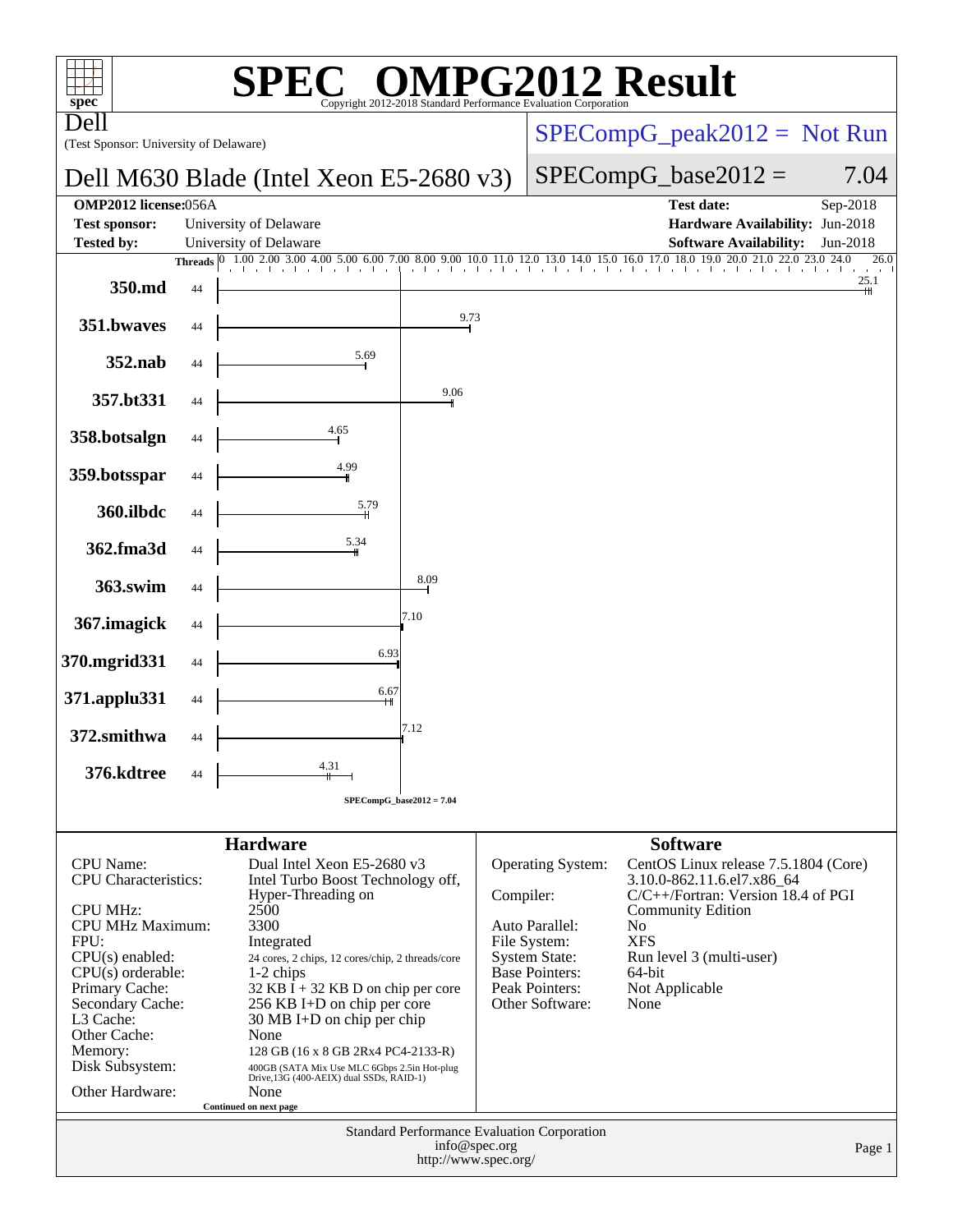# SPEC® OMPG2012 Result

Copyright 2012-2018 Standard Performance Evaluation Corporation

**Dell**

(Test Sponsor: University of Delaware)

## Dell M630 Blade (Intel Xeon E5-2680 v3)

SPECompG_peak2012 = Not Run

SPECompG_base2012 = 7.04

| | | | |
|---|---|---|---|
| **OMP2012 license:** | 056A | **Test date:** | Sep-2018 |
| **Test sponsor:** | University of Delaware | **Hardware Availability:** | Jun-2018 |
| **Tested by:** | University of Delaware | **Software Availability:** | Jun-2018 |

| Benchmark | Threads | Base Ratio |
|---|---|---|
| 350.md | 44 | 25.1 |
| 351.bwaves | 44 | 9.73 |
| 352.nab | 44 | 5.69 |
| 357.bt331 | 44 | 9.06 |
| 358.botsalgn | 44 | 4.65 |
| 359.botsspar | 44 | 4.99 |
| 360.ilbdc | 44 | 5.79 |
| 362.fma3d | 44 | 5.34 |
| 363.swim | 44 | 8.09 |
| 367.imagick | 44 | 7.10 |
| 370.mgrid331 | 44 | 6.93 |
| 371.applu331 | 44 | 6.67 |
| 372.smithwa | 44 | 7.12 |
| 376.kdtree | 44 | 4.31 |

SPECompG_base2012 = 7.04

### Hardware

| | |
|---|---|
| CPU Name: | Dual Intel Xeon E5-2680 v3 |
| CPU Characteristics: | Intel Turbo Boost Technology off, Hyper-Threading on |
| CPU MHz: | 2500 |
| CPU MHz Maximum: | 3300 |
| FPU: | Integrated |
| CPU(s) enabled: | 24 cores, 2 chips, 12 cores/chip, 2 threads/core |
| CPU(s) orderable: | 1-2 chips |
| Primary Cache: | 32 KB I + 32 KB D on chip per core |
| Secondary Cache: | 256 KB I+D on chip per core |
| L3 Cache: | 30 MB I+D on chip per chip |
| Other Cache: | None |
| Memory: | 128 GB (16 x 8 GB 2Rx4 PC4-2133-R) |
| Disk Subsystem: | 400GB (SATA Mix Use MLC 6Gbps 2.5in Hot-plug Drive,13G (400-AEIX) dual SSDs, RAID-1) |
| Other Hardware: | None |

Continued on next page

### Software

| | |
|---|---|
| Operating System: | CentOS Linux release 7.5.1804 (Core) 3.10.0-862.11.6.el7.x86_64 |
| Compiler: | C/C++/Fortran: Version 18.4 of PGI Community Edition |
| Auto Parallel: | No |
| File System: | XFS |
| System State: | Run level 3 (multi-user) |
| Base Pointers: | 64-bit |
| Peak Pointers: | Not Applicable |
| Other Software: | None |

Standard Performance Evaluation Corporation
info@spec.org
http://www.spec.org/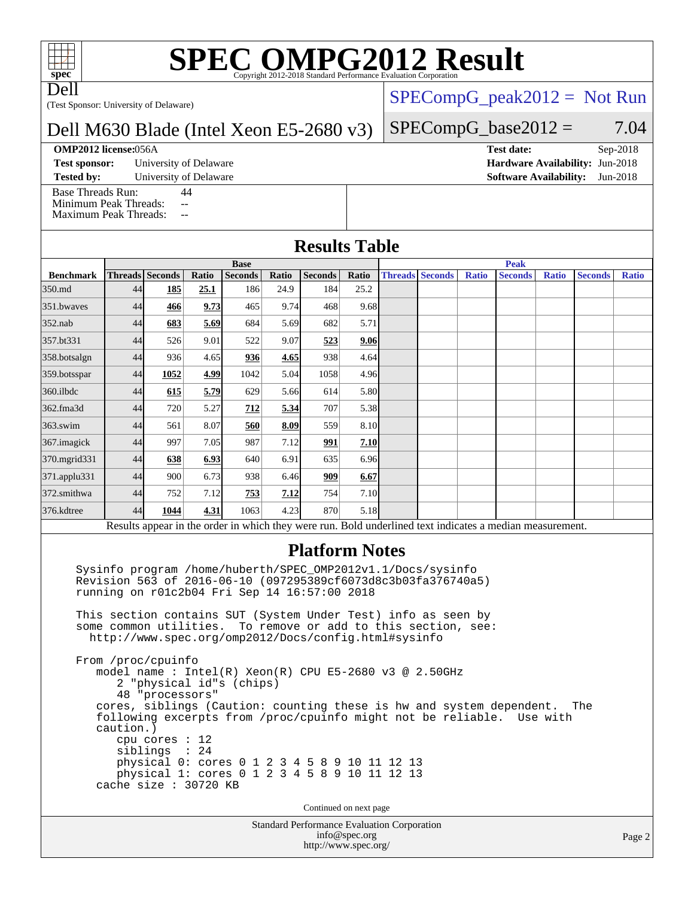# SPEC OMPG2012 Result

Copyright 2012-2018 Standard Performance Evaluation Corporation

Dell

(Test Sponsor: University of Delaware)

Dell M630 Blade (Intel Xeon E5-2680 v3)

SPECompG_peak2012 = Not Run

SPECompG_base2012 = 7.04

**OMP2012 license:** 056A

**Test sponsor:** University of Delaware

**Tested by:** University of Delaware

**Test date:** Sep-2018

**Hardware Availability:** Jun-2018

**Software Availability:** Jun-2018

Base Threads Run: 44
Minimum Peak Threads: --
Maximum Peak Threads: --

## Results Table

| | Base | | | | | | | Peak | | | | | | |
|---|---|---|---|---|---|---|---|---|---|---|---|---|---|---|
| **Benchmark** | **Threads** | **Seconds** | **Ratio** | **Seconds** | **Ratio** | **Seconds** | **Ratio** | **Threads** | **Seconds** | **Ratio** | **Seconds** | **Ratio** | **Seconds** | **Ratio** |
| 350.md | 44 | **185** | **25.1** | 186 | 24.9 | 184 | 25.2 | | | | | | | |
| 351.bwaves | 44 | **466** | **9.73** | 465 | 9.74 | 468 | 9.68 | | | | | | | |
| 352.nab | 44 | **683** | **5.69** | 684 | 5.69 | 682 | 5.71 | | | | | | | |
| 357.bt331 | 44 | 526 | 9.01 | 522 | 9.07 | **523** | **9.06** | | | | | | | |
| 358.botsalgn | 44 | 936 | 4.65 | **936** | **4.65** | 938 | 4.64 | | | | | | | |
| 359.botsspar | 44 | **1052** | **4.99** | 1042 | 5.04 | 1058 | 4.96 | | | | | | | |
| 360.ilbdc | 44 | **615** | **5.79** | 629 | 5.66 | 614 | 5.80 | | | | | | | |
| 362.fma3d | 44 | 720 | 5.27 | **712** | **5.34** | 707 | 5.38 | | | | | | | |
| 363.swim | 44 | 561 | 8.07 | **560** | **8.09** | 559 | 8.10 | | | | | | | |
| 367.imagick | 44 | 997 | 7.05 | 987 | 7.12 | **991** | **7.10** | | | | | | | |
| 370.mgrid331 | 44 | **638** | **6.93** | 640 | 6.91 | 635 | 6.96 | | | | | | | |
| 371.applu331 | 44 | 900 | 6.73 | 938 | 6.46 | **909** | **6.67** | | | | | | | |
| 372.smithwa | 44 | 752 | 7.12 | **753** | **7.12** | 754 | 7.10 | | | | | | | |
| 376.kdtree | 44 | **1044** | **4.31** | 1063 | 4.23 | 870 | 5.18 | | | | | | | |

Results appear in the order in which they were run. Bold underlined text indicates a median measurement.

## Platform Notes

```
Sysinfo program /home/huberth/SPEC_OMP2012v1.1/Docs/sysinfo
Revision 563 of 2016-06-10 (097295389cf6073d8c3b03fa376740a5)
running on r01c2b04 Fri Sep 14 16:57:00 2018

This section contains SUT (System Under Test) info as seen by
some common utilities.  To remove or add to this section, see:
  http://www.spec.org/omp2012/Docs/config.html#sysinfo

From /proc/cpuinfo
   model name : Intel(R) Xeon(R) CPU E5-2680 v3 @ 2.50GHz
      2 "physical id"s (chips)
      48 "processors"
   cores, siblings (Caution: counting these is hw and system dependent.  The
   following excerpts from /proc/cpuinfo might not be reliable.  Use with
   caution.)
      cpu cores : 12
      siblings  : 24
      physical 0: cores 0 1 2 3 4 5 8 9 10 11 12 13
      physical 1: cores 0 1 2 3 4 5 8 9 10 11 12 13
   cache size : 30720 KB
```

Continued on next page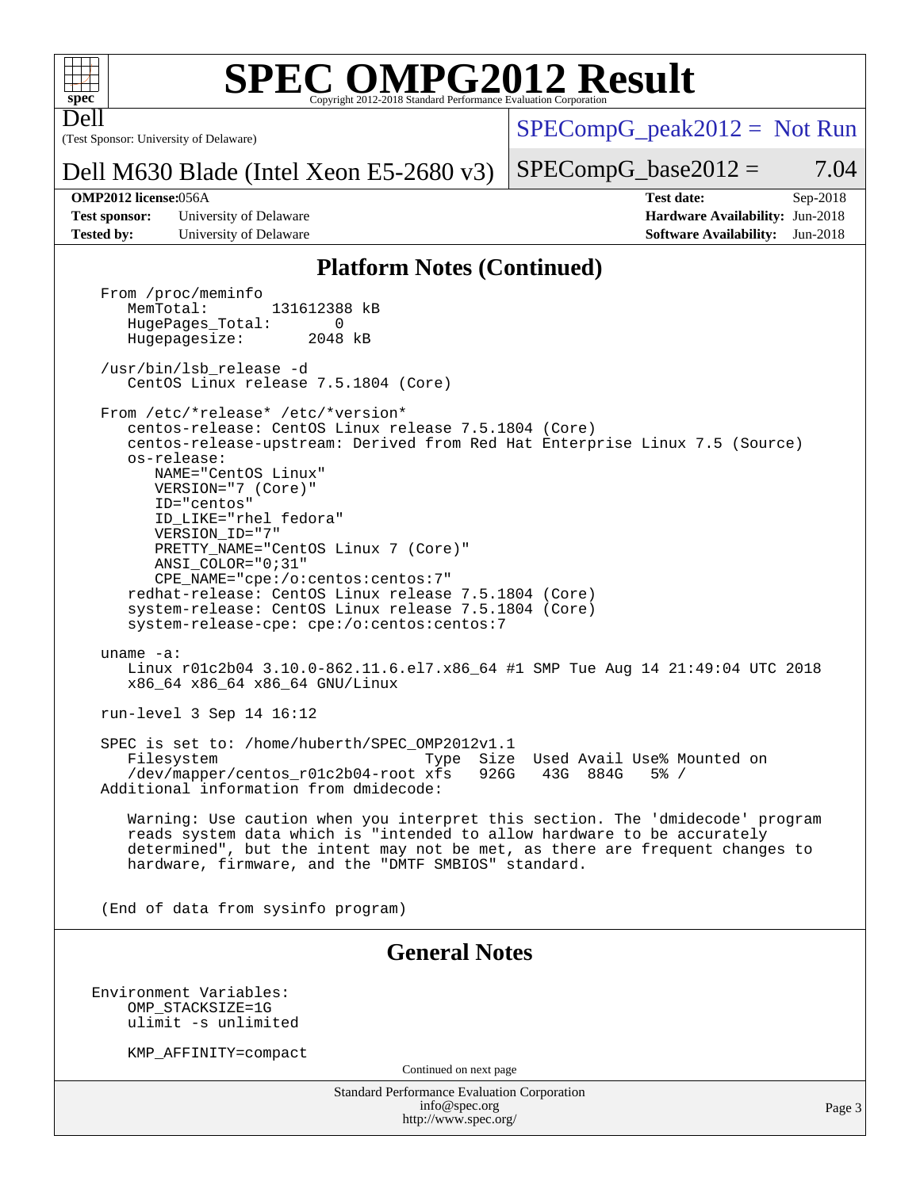## Platform Notes (Continued)

```
From /proc/meminfo
   MemTotal:       131612388 kB
   HugePages_Total:       0
   Hugepagesize:       2048 kB

/usr/bin/lsb_release -d
   CentOS Linux release 7.5.1804 (Core)

From /etc/*release* /etc/*version*
   centos-release: CentOS Linux release 7.5.1804 (Core)
   centos-release-upstream: Derived from Red Hat Enterprise Linux 7.5 (Source)
   os-release:
      NAME="CentOS Linux"
      VERSION="7 (Core)"
      ID="centos"
      ID_LIKE="rhel fedora"
      VERSION_ID="7"
      PRETTY_NAME="CentOS Linux 7 (Core)"
      ANSI_COLOR="0;31"
      CPE_NAME="cpe:/o:centos:centos:7"
   redhat-release: CentOS Linux release 7.5.1804 (Core)
   system-release: CentOS Linux release 7.5.1804 (Core)
   system-release-cpe: cpe:/o:centos:centos:7

uname -a:
   Linux r01c2b04 3.10.0-862.11.6.el7.x86_64 #1 SMP Tue Aug 14 21:49:04 UTC 2018
   x86_64 x86_64 x86_64 GNU/Linux

run-level 3 Sep 14 16:12

SPEC is set to: /home/huberth/SPEC_OMP2012v1.1
   Filesystem                        Type  Size  Used Avail Use% Mounted on
   /dev/mapper/centos_r01c2b04-root xfs   926G   43G  884G   5% /
Additional information from dmidecode:

   Warning: Use caution when you interpret this section. The 'dmidecode' program
   reads system data which is "intended to allow hardware to be accurately
   determined", but the intent may not be met, as there are frequent changes to
   hardware, firmware, and the "DMTF SMBIOS" standard.


(End of data from sysinfo program)
```

## General Notes

```
Environment Variables:
    OMP_STACKSIZE=1G
    ulimit -s unlimited

    KMP_AFFINITY=compact
```

Continued on next page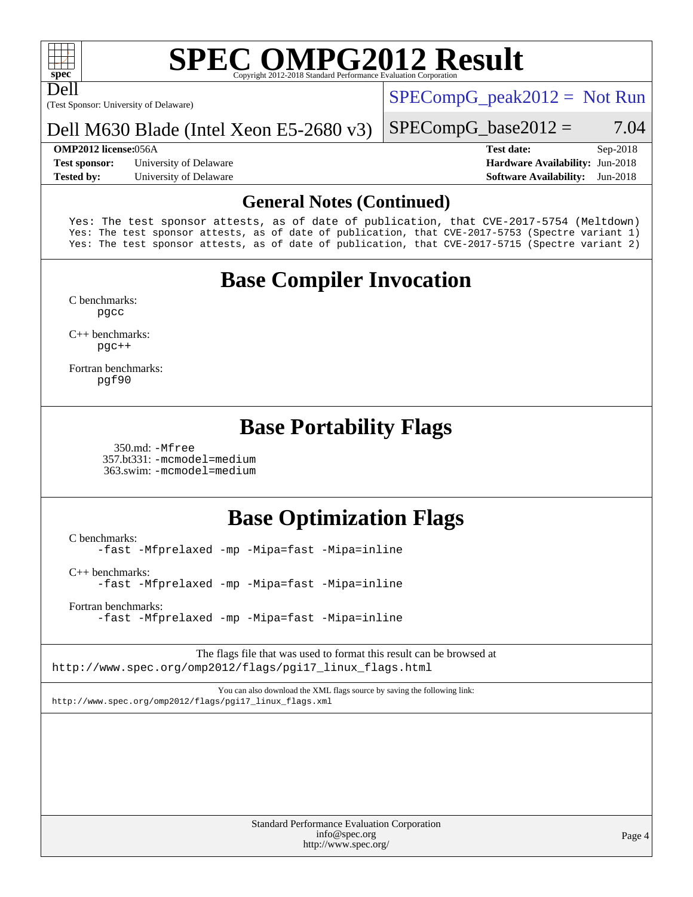## General Notes (Continued)

```
Yes: The test sponsor attests, as of date of publication, that CVE-2017-5754 (Meltdown)
Yes: The test sponsor attests, as of date of publication, that CVE-2017-5753 (Spectre variant 1)
Yes: The test sponsor attests, as of date of publication, that CVE-2017-5715 (Spectre variant 2)
```

## Base Compiler Invocation

C benchmarks:
`pgcc`

C++ benchmarks:
`pgc++`

Fortran benchmarks:
`pgf90`

## Base Portability Flags

350.md: `-Mfree`
357.bt331: `-mcmodel=medium`
363.swim: `-mcmodel=medium`

## Base Optimization Flags

C benchmarks:
`-fast -Mfprelaxed -mp -Mipa=fast -Mipa=inline`

C++ benchmarks:
`-fast -Mfprelaxed -mp -Mipa=fast -Mipa=inline`

Fortran benchmarks:
`-fast -Mfprelaxed -mp -Mipa=fast -Mipa=inline`

The flags file that was used to format this result can be browsed at
http://www.spec.org/omp2012/flags/pgi17_linux_flags.html

You can also download the XML flags source by saving the following link:
http://www.spec.org/omp2012/flags/pgi17_linux_flags.xml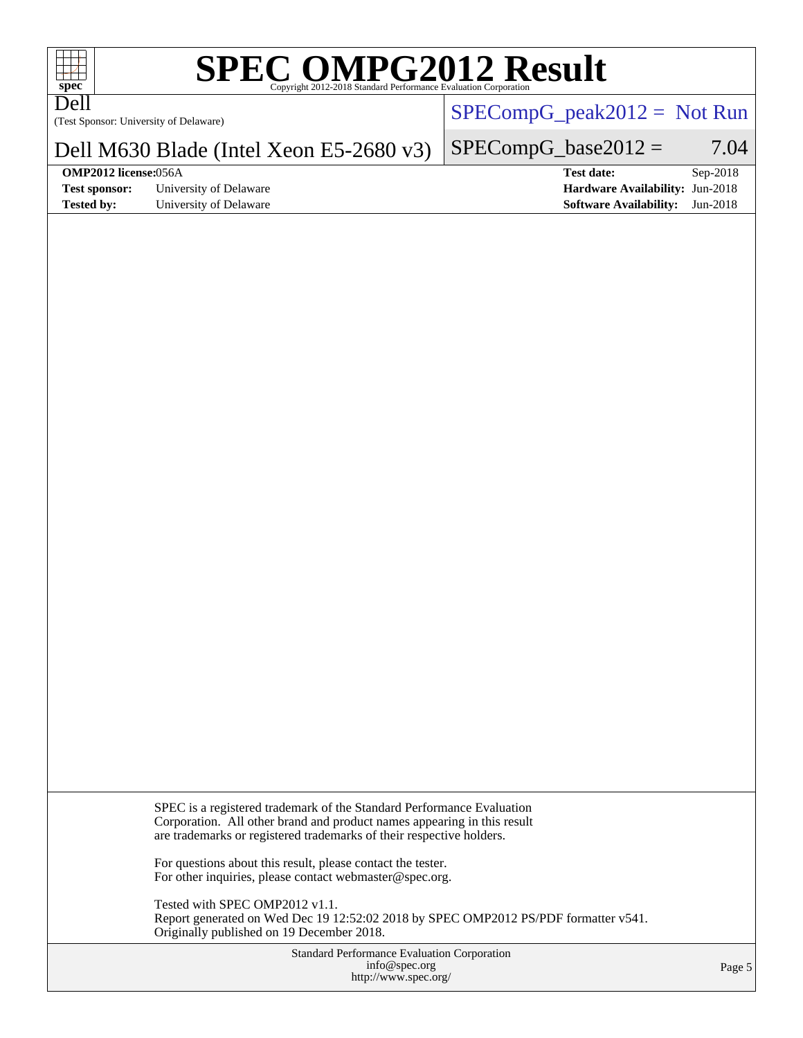SPEC is a registered trademark of the Standard Performance Evaluation Corporation. All other brand and product names appearing in this result are trademarks or registered trademarks of their respective holders.

For questions about this result, please contact the tester.
For other inquiries, please contact webmaster@spec.org.

Tested with SPEC OMP2012 v1.1.
Report generated on Wed Dec 19 12:52:02 2018 by SPEC OMP2012 PS/PDF formatter v541.
Originally published on 19 December 2018.